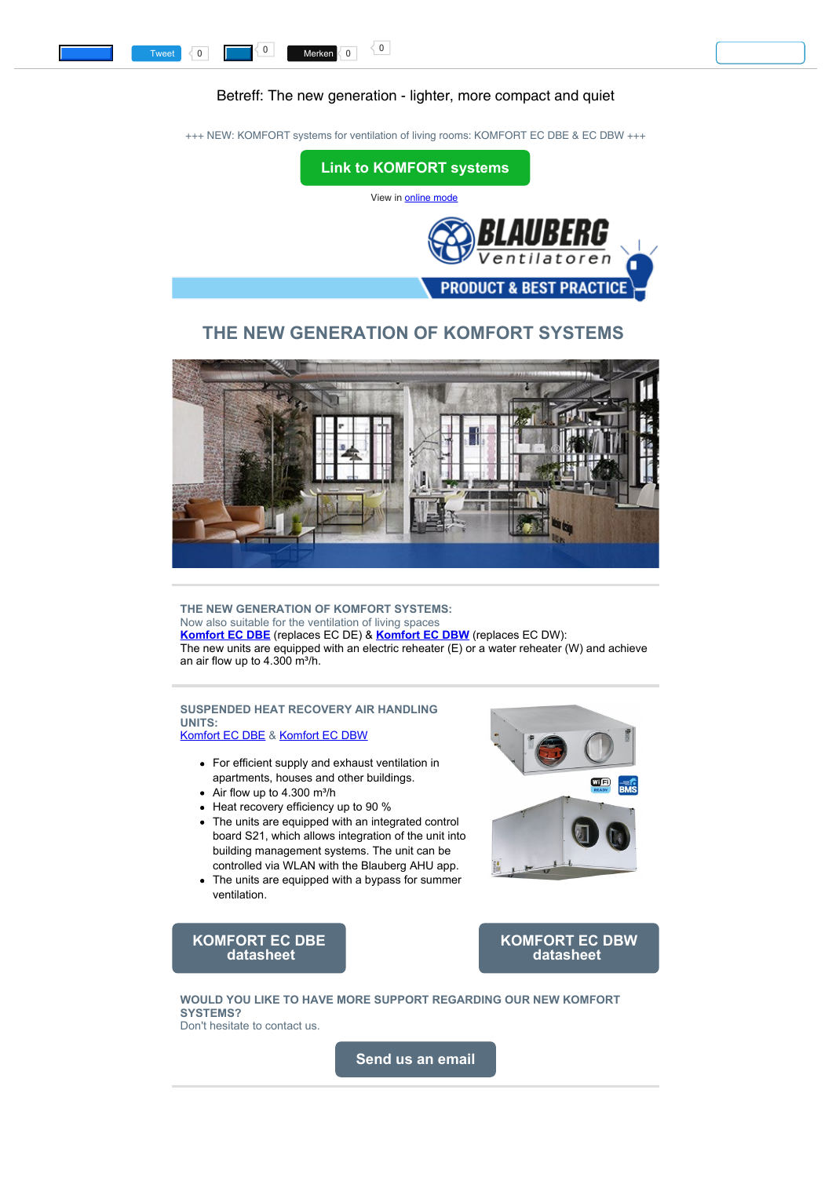Tweet 0 0 Merken 0 0

Betreff: The new generation - lighter, more compact and quiet

+++ NEW: KOMFORT systems for ventilation of living rooms: KOMFORT EC DBE & EC DBW +++

Link to KOMFORT systems

View in online mode

BLAUBERG Ventilatoren

PRODUCT & BEST PRACTICE

# THE NEW GENERATION OF KOMFORT SYSTEMS

**THE NEW GENERATION OF KOMFORT SYSTEMS:**
Now also suitable for the ventilation of living spaces
**Komfort EC DBE** (replaces EC DE) & **Komfort EC DBW** (replaces EC DW):
The new units are equipped with an electric reheater (E) or a water reheater (W) and achieve an air flow up to 4.300 m³/h.

**SUSPENDED HEAT RECOVERY AIR HANDLING UNITS:**
Komfort EC DBE & Komfort EC DBW

- For efficient supply and exhaust ventilation in apartments, houses and other buildings.
- Air flow up to 4.300 m³/h
- Heat recovery efficiency up to 90 %
- The units are equipped with an integrated control board S21, which allows integration of the unit into building management systems. The unit can be controlled via WLAN with the Blauberg AHU app.
- The units are equipped with a bypass for summer ventilation.

KOMFORT EC DBE datasheet

KOMFORT EC DBW datasheet

**WOULD YOU LIKE TO HAVE MORE SUPPORT REGARDING OUR NEW KOMFORT SYSTEMS?**
Don't hesitate to contact us.

Send us an email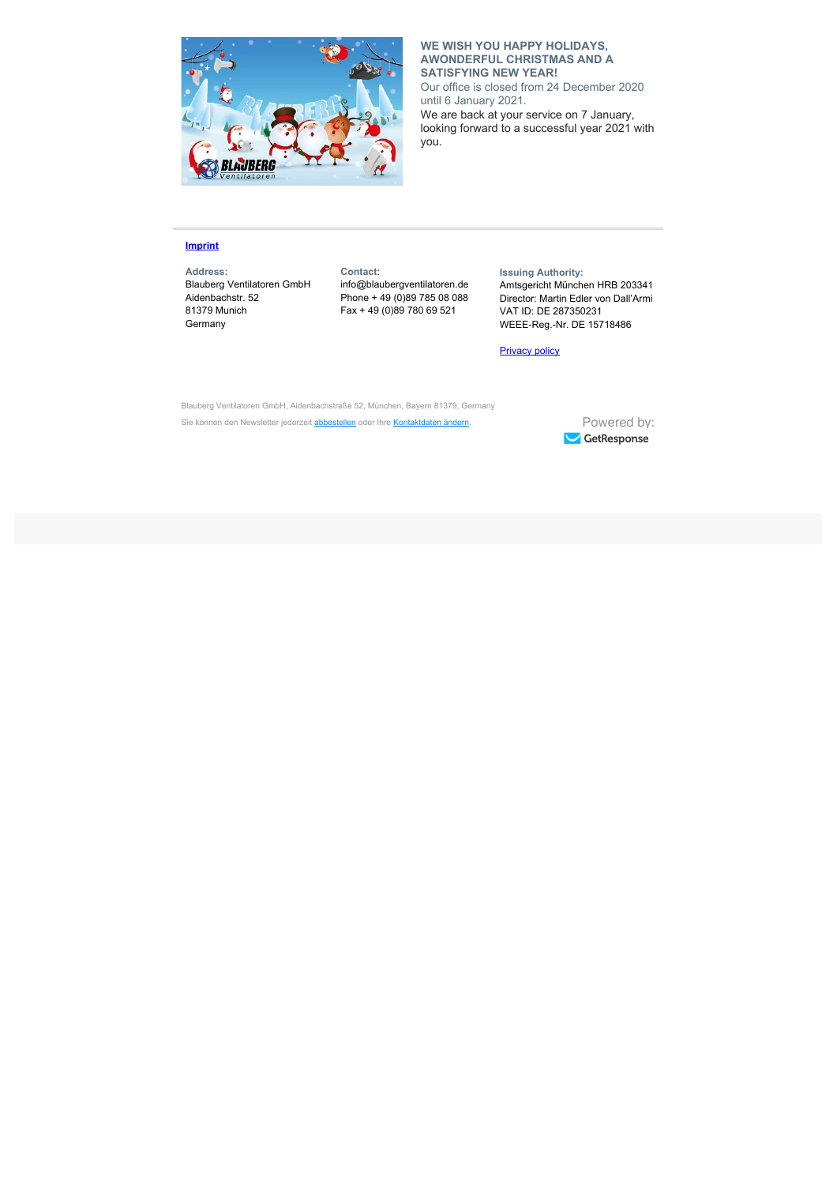**WE WISH YOU HAPPY HOLIDAYS, AWONDERFUL CHRISTMAS AND A SATISFYING NEW YEAR!**

Our office is closed from 24 December 2020 until 6 January 2021.

We are back at your service on 7 January, looking forward to a successful year 2021 with you.

**Imprint**

**Address:**
Blauberg Ventilatoren GmbH
Aidenbachstr. 52
81379 Munich
Germany

**Contact:**
info@blaubergventilatoren.de
Phone + 49 (0)89 785 08 088
Fax + 49 (0)89 780 69 521

**Issuing Authority:**
Amtsgericht München HRB 203341
Director: Martin Edler von Dall'Armi
VAT ID: DE 287350231
WEEE-Reg.-Nr. DE 15718486

Privacy policy

Blauberg Ventilatoren GmbH, Aidenbachstraße 52, München, Bayern 81379, Germany

Sie können den Newsletter jederzeit abbestellen oder Ihre Kontaktdaten ändern.

Powered by: GetResponse